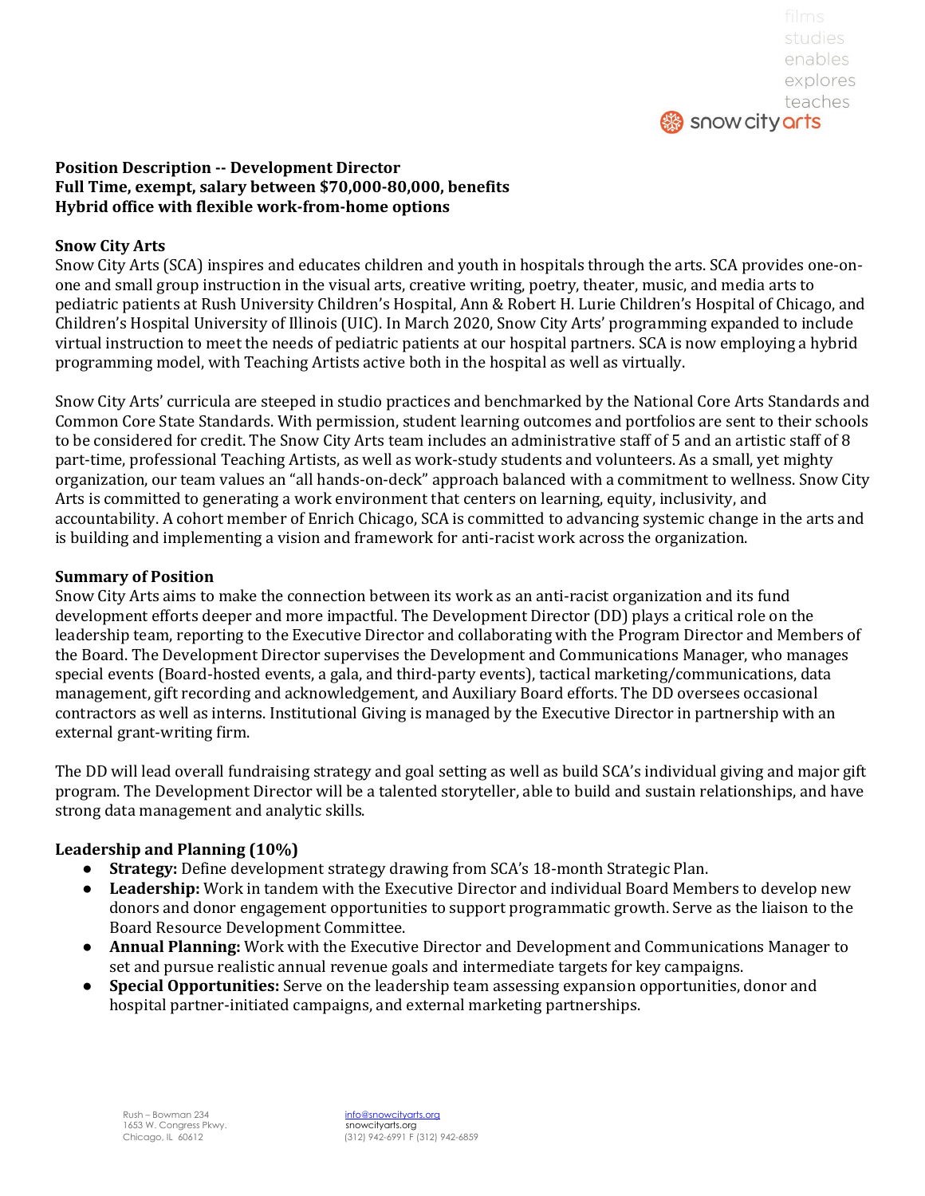**Position Description -- Development Director**
**Full Time, exempt, salary between $70,000-80,000, benefits**
**Hybrid office with flexible work-from-home options**

**Snow City Arts**

Snow City Arts (SCA) inspires and educates children and youth in hospitals through the arts. SCA provides one-on-one and small group instruction in the visual arts, creative writing, poetry, theater, music, and media arts to pediatric patients at Rush University Children's Hospital, Ann & Robert H. Lurie Children's Hospital of Chicago, and Children's Hospital University of Illinois (UIC). In March 2020, Snow City Arts' programming expanded to include virtual instruction to meet the needs of pediatric patients at our hospital partners. SCA is now employing a hybrid programming model, with Teaching Artists active both in the hospital as well as virtually.

Snow City Arts' curricula are steeped in studio practices and benchmarked by the National Core Arts Standards and Common Core State Standards. With permission, student learning outcomes and portfolios are sent to their schools to be considered for credit. The Snow City Arts team includes an administrative staff of 5 and an artistic staff of 8 part-time, professional Teaching Artists, as well as work-study students and volunteers. As a small, yet mighty organization, our team values an "all hands-on-deck" approach balanced with a commitment to wellness. Snow City Arts is committed to generating a work environment that centers on learning, equity, inclusivity, and accountability. A cohort member of Enrich Chicago, SCA is committed to advancing systemic change in the arts and is building and implementing a vision and framework for anti-racist work across the organization.

**Summary of Position**

Snow City Arts aims to make the connection between its work as an anti-racist organization and its fund development efforts deeper and more impactful. The Development Director (DD) plays a critical role on the leadership team, reporting to the Executive Director and collaborating with the Program Director and Members of the Board. The Development Director supervises the Development and Communications Manager, who manages special events (Board-hosted events, a gala, and third-party events), tactical marketing/communications, data management, gift recording and acknowledgement, and Auxiliary Board efforts. The DD oversees occasional contractors as well as interns. Institutional Giving is managed by the Executive Director in partnership with an external grant-writing firm.

The DD will lead overall fundraising strategy and goal setting as well as build SCA's individual giving and major gift program. The Development Director will be a talented storyteller, able to build and sustain relationships, and have strong data management and analytic skills.

**Leadership and Planning (10%)**

- **Strategy:** Define development strategy drawing from SCA's 18-month Strategic Plan.
- **Leadership:** Work in tandem with the Executive Director and individual Board Members to develop new donors and donor engagement opportunities to support programmatic growth. Serve as the liaison to the Board Resource Development Committee.
- **Annual Planning:** Work with the Executive Director and Development and Communications Manager to set and pursue realistic annual revenue goals and intermediate targets for key campaigns.
- **Special Opportunities:** Serve on the leadership team assessing expansion opportunities, donor and hospital partner-initiated campaigns, and external marketing partnerships.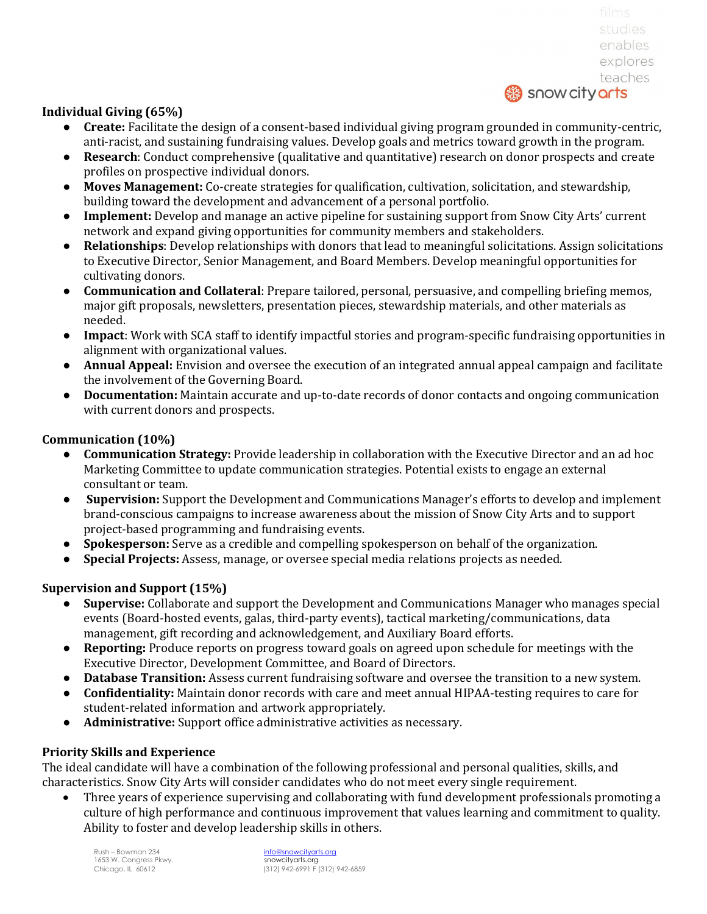## Individual Giving (65%)

- **Create:** Facilitate the design of a consent-based individual giving program grounded in community-centric, anti-racist, and sustaining fundraising values. Develop goals and metrics toward growth in the program.
- **Research**: Conduct comprehensive (qualitative and quantitative) research on donor prospects and create profiles on prospective individual donors.
- **Moves Management:** Co-create strategies for qualification, cultivation, solicitation, and stewardship, building toward the development and advancement of a personal portfolio.
- **Implement:** Develop and manage an active pipeline for sustaining support from Snow City Arts' current network and expand giving opportunities for community members and stakeholders.
- **Relationships**: Develop relationships with donors that lead to meaningful solicitations. Assign solicitations to Executive Director, Senior Management, and Board Members. Develop meaningful opportunities for cultivating donors.
- **Communication and Collateral**: Prepare tailored, personal, persuasive, and compelling briefing memos, major gift proposals, newsletters, presentation pieces, stewardship materials, and other materials as needed.
- **Impact**: Work with SCA staff to identify impactful stories and program-specific fundraising opportunities in alignment with organizational values.
- **Annual Appeal:** Envision and oversee the execution of an integrated annual appeal campaign and facilitate the involvement of the Governing Board.
- **Documentation:** Maintain accurate and up-to-date records of donor contacts and ongoing communication with current donors and prospects.

## Communication (10%)

- **Communication Strategy:** Provide leadership in collaboration with the Executive Director and an ad hoc Marketing Committee to update communication strategies. Potential exists to engage an external consultant or team.
- **Supervision:** Support the Development and Communications Manager's efforts to develop and implement brand-conscious campaigns to increase awareness about the mission of Snow City Arts and to support project-based programming and fundraising events.
- **Spokesperson:** Serve as a credible and compelling spokesperson on behalf of the organization.
- **Special Projects:** Assess, manage, or oversee special media relations projects as needed.

## Supervision and Support (15%)

- **Supervise:** Collaborate and support the Development and Communications Manager who manages special events (Board-hosted events, galas, third-party events), tactical marketing/communications, data management, gift recording and acknowledgement, and Auxiliary Board efforts.
- **Reporting:** Produce reports on progress toward goals on agreed upon schedule for meetings with the Executive Director, Development Committee, and Board of Directors.
- **Database Transition:** Assess current fundraising software and oversee the transition to a new system.
- **Confidentiality:** Maintain donor records with care and meet annual HIPAA-testing requires to care for student-related information and artwork appropriately.
- **Administrative:** Support office administrative activities as necessary.

## Priority Skills and Experience

The ideal candidate will have a combination of the following professional and personal qualities, skills, and characteristics. Snow City Arts will consider candidates who do not meet every single requirement.

- Three years of experience supervising and collaborating with fund development professionals promoting a culture of high performance and continuous improvement that values learning and commitment to quality. Ability to foster and develop leadership skills in others.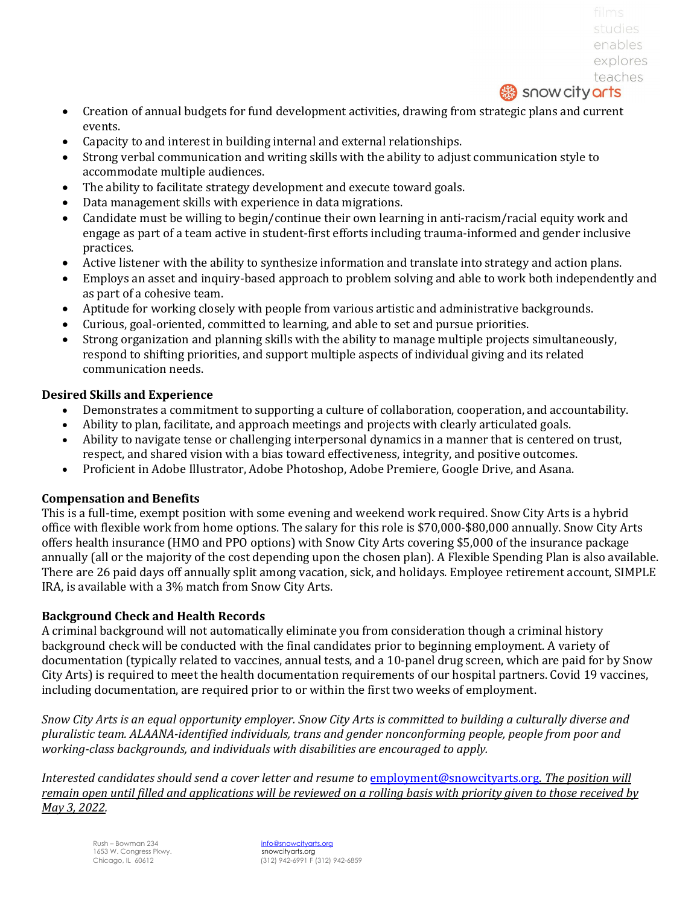- Creation of annual budgets for fund development activities, drawing from strategic plans and current events.
- Capacity to and interest in building internal and external relationships.
- Strong verbal communication and writing skills with the ability to adjust communication style to accommodate multiple audiences.
- The ability to facilitate strategy development and execute toward goals.
- Data management skills with experience in data migrations.
- Candidate must be willing to begin/continue their own learning in anti-racism/racial equity work and engage as part of a team active in student-first efforts including trauma-informed and gender inclusive practices.
- Active listener with the ability to synthesize information and translate into strategy and action plans.
- Employs an asset and inquiry-based approach to problem solving and able to work both independently and as part of a cohesive team.
- Aptitude for working closely with people from various artistic and administrative backgrounds.
- Curious, goal-oriented, committed to learning, and able to set and pursue priorities.
- Strong organization and planning skills with the ability to manage multiple projects simultaneously, respond to shifting priorities, and support multiple aspects of individual giving and its related communication needs.

**Desired Skills and Experience**

- Demonstrates a commitment to supporting a culture of collaboration, cooperation, and accountability.
- Ability to plan, facilitate, and approach meetings and projects with clearly articulated goals.
- Ability to navigate tense or challenging interpersonal dynamics in a manner that is centered on trust, respect, and shared vision with a bias toward effectiveness, integrity, and positive outcomes.
- Proficient in Adobe Illustrator, Adobe Photoshop, Adobe Premiere, Google Drive, and Asana.

**Compensation and Benefits**

This is a full-time, exempt position with some evening and weekend work required. Snow City Arts is a hybrid office with flexible work from home options. The salary for this role is $70,000-$80,000 annually. Snow City Arts offers health insurance (HMO and PPO options) with Snow City Arts covering $5,000 of the insurance package annually (all or the majority of the cost depending upon the chosen plan). A Flexible Spending Plan is also available. There are 26 paid days off annually split among vacation, sick, and holidays. Employee retirement account, SIMPLE IRA, is available with a 3% match from Snow City Arts.

**Background Check and Health Records**

A criminal background will not automatically eliminate you from consideration though a criminal history background check will be conducted with the final candidates prior to beginning employment. A variety of documentation (typically related to vaccines, annual tests, and a 10-panel drug screen, which are paid for by Snow City Arts) is required to meet the health documentation requirements of our hospital partners. Covid 19 vaccines, including documentation, are required prior to or within the first two weeks of employment.

*Snow City Arts is an equal opportunity employer. Snow City Arts is committed to building a culturally diverse and pluralistic team. ALAANA-identified individuals, trans and gender nonconforming people, people from poor and working-class backgrounds, and individuals with disabilities are encouraged to apply.*

*Interested candidates should send a cover letter and resume to [employment@snowcityarts.org](mailto:employment@snowcityarts.org). The position will remain open until filled and applications will be reviewed on a rolling basis with priority given to those received by May 3, 2022.*